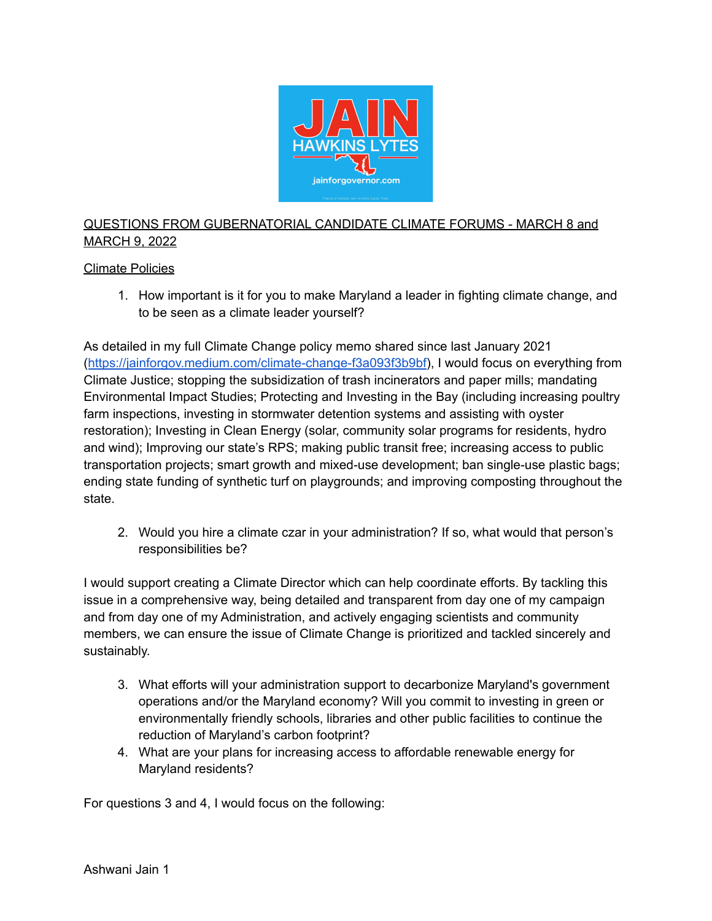QUESTIONS FROM GUBERNATORIAL CANDIDATE CLIMATE FORUMS - MARCH 8 and MARCH 9, 2022

Climate Policies

1. How important is it for you to make Maryland a leader in fighting climate change, and to be seen as a climate leader yourself?

As detailed in my full Climate Change policy memo shared since last January 2021 (https://jainforgov.medium.com/climate-change-f3a093f3b9bf), I would focus on everything from Climate Justice; stopping the subsidization of trash incinerators and paper mills; mandating Environmental Impact Studies; Protecting and Investing in the Bay (including increasing poultry farm inspections, investing in stormwater detention systems and assisting with oyster restoration); Investing in Clean Energy (solar, community solar programs for residents, hydro and wind); Improving our state's RPS; making public transit free; increasing access to public transportation projects; smart growth and mixed-use development; ban single-use plastic bags; ending state funding of synthetic turf on playgrounds; and improving composting throughout the state.

2. Would you hire a climate czar in your administration? If so, what would that person's responsibilities be?

I would support creating a Climate Director which can help coordinate efforts. By tackling this issue in a comprehensive way, being detailed and transparent from day one of my campaign and from day one of my Administration, and actively engaging scientists and community members, we can ensure the issue of Climate Change is prioritized and tackled sincerely and sustainably.

3. What efforts will your administration support to decarbonize Maryland's government operations and/or the Maryland economy? Will you commit to investing in green or environmentally friendly schools, libraries and other public facilities to continue the reduction of Maryland's carbon footprint?
4. What are your plans for increasing access to affordable renewable energy for Maryland residents?

For questions 3 and 4, I would focus on the following: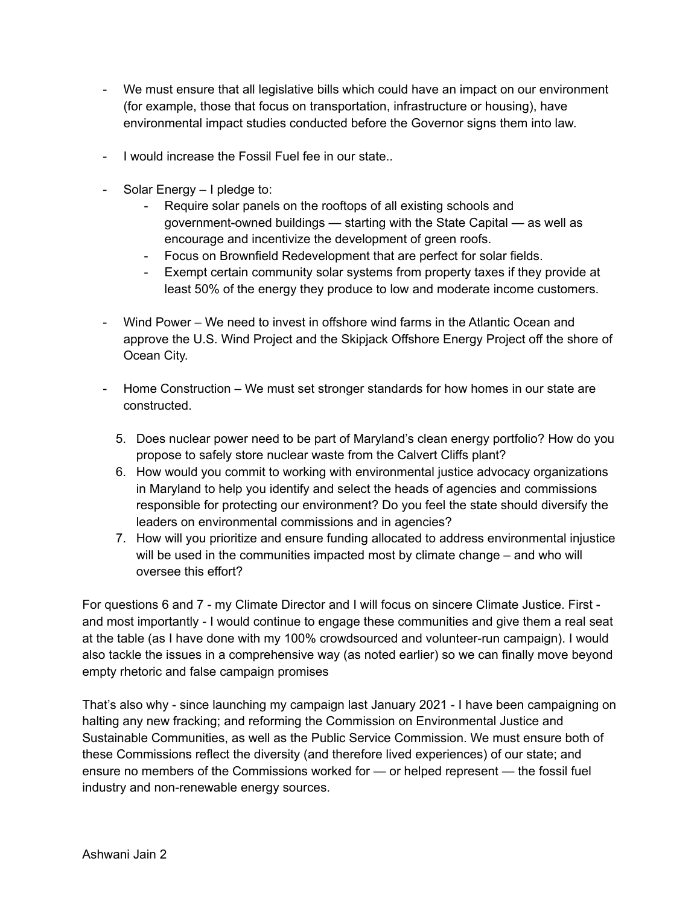- We must ensure that all legislative bills which could have an impact on our environment (for example, those that focus on transportation, infrastructure or housing), have environmental impact studies conducted before the Governor signs them into law.

- I would increase the Fossil Fuel fee in our state..

- Solar Energy – I pledge to:
    - Require solar panels on the rooftops of all existing schools and government-owned buildings — starting with the State Capital — as well as encourage and incentivize the development of green roofs.
    - Focus on Brownfield Redevelopment that are perfect for solar fields.
    - Exempt certain community solar systems from property taxes if they provide at least 50% of the energy they produce to low and moderate income customers.

- Wind Power – We need to invest in offshore wind farms in the Atlantic Ocean and approve the U.S. Wind Project and the Skipjack Offshore Energy Project off the shore of Ocean City.

- Home Construction – We must set stronger standards for how homes in our state are constructed.

5. Does nuclear power need to be part of Maryland's clean energy portfolio? How do you propose to safely store nuclear waste from the Calvert Cliffs plant?
6. How would you commit to working with environmental justice advocacy organizations in Maryland to help you identify and select the heads of agencies and commissions responsible for protecting our environment? Do you feel the state should diversify the leaders on environmental commissions and in agencies?
7. How will you prioritize and ensure funding allocated to address environmental injustice will be used in the communities impacted most by climate change – and who will oversee this effort?

For questions 6 and 7 - my Climate Director and I will focus on sincere Climate Justice. First - and most importantly - I would continue to engage these communities and give them a real seat at the table (as I have done with my 100% crowdsourced and volunteer-run campaign). I would also tackle the issues in a comprehensive way (as noted earlier) so we can finally move beyond empty rhetoric and false campaign promises

That's also why - since launching my campaign last January 2021 - I have been campaigning on halting any new fracking; and reforming the Commission on Environmental Justice and Sustainable Communities, as well as the Public Service Commission. We must ensure both of these Commissions reflect the diversity (and therefore lived experiences) of our state; and ensure no members of the Commissions worked for — or helped represent — the fossil fuel industry and non-renewable energy sources.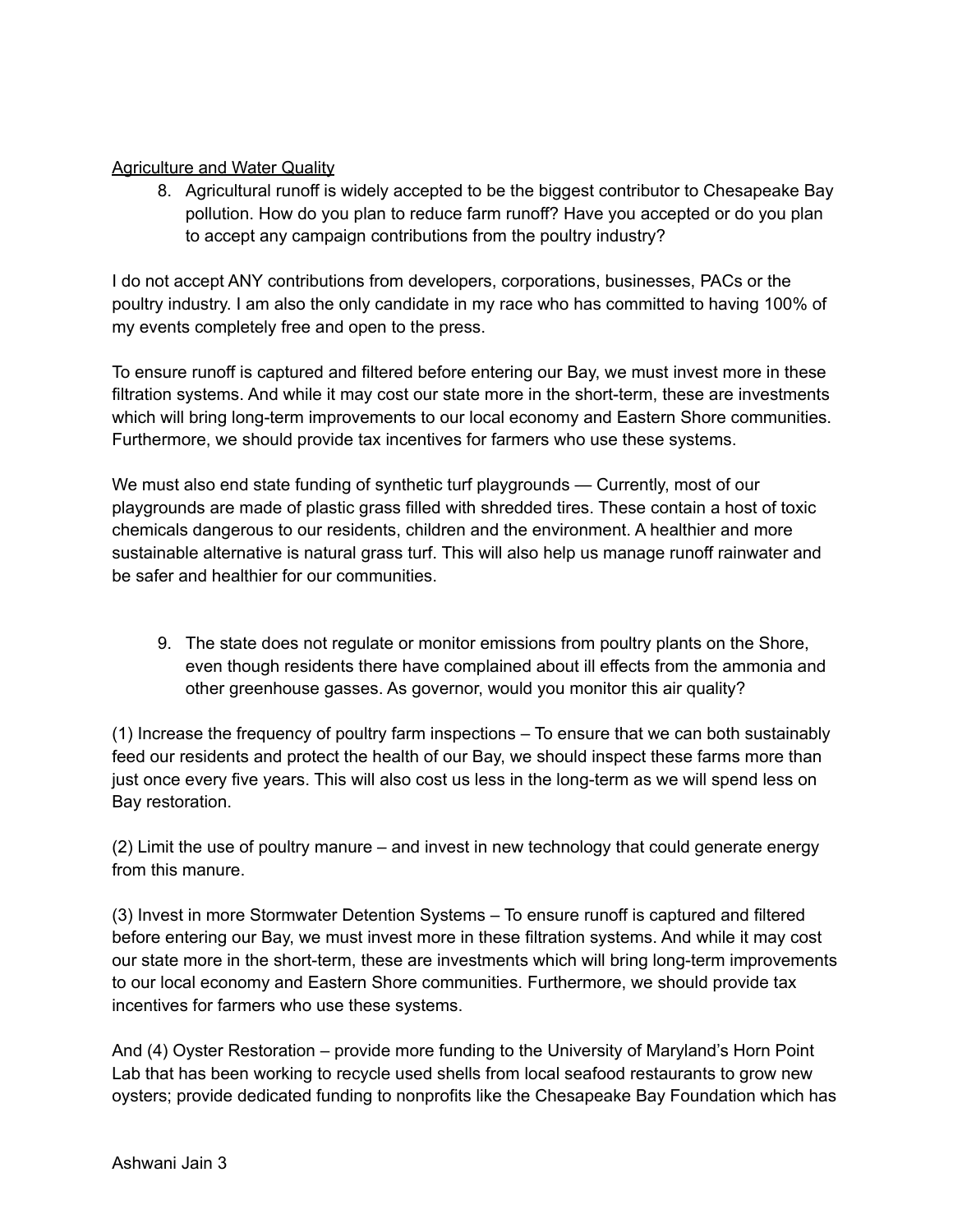<u>Agriculture and Water Quality</u>

8. Agricultural runoff is widely accepted to be the biggest contributor to Chesapeake Bay pollution. How do you plan to reduce farm runoff? Have you accepted or do you plan to accept any campaign contributions from the poultry industry?

I do not accept ANY contributions from developers, corporations, businesses, PACs or the poultry industry. I am also the only candidate in my race who has committed to having 100% of my events completely free and open to the press.

To ensure runoff is captured and filtered before entering our Bay, we must invest more in these filtration systems. And while it may cost our state more in the short-term, these are investments which will bring long-term improvements to our local economy and Eastern Shore communities. Furthermore, we should provide tax incentives for farmers who use these systems.

We must also end state funding of synthetic turf playgrounds — Currently, most of our playgrounds are made of plastic grass filled with shredded tires. These contain a host of toxic chemicals dangerous to our residents, children and the environment. A healthier and more sustainable alternative is natural grass turf. This will also help us manage runoff rainwater and be safer and healthier for our communities.

9. The state does not regulate or monitor emissions from poultry plants on the Shore, even though residents there have complained about ill effects from the ammonia and other greenhouse gasses. As governor, would you monitor this air quality?

(1) Increase the frequency of poultry farm inspections – To ensure that we can both sustainably feed our residents and protect the health of our Bay, we should inspect these farms more than just once every five years. This will also cost us less in the long-term as we will spend less on Bay restoration.

(2) Limit the use of poultry manure – and invest in new technology that could generate energy from this manure.

(3) Invest in more Stormwater Detention Systems – To ensure runoff is captured and filtered before entering our Bay, we must invest more in these filtration systems. And while it may cost our state more in the short-term, these are investments which will bring long-term improvements to our local economy and Eastern Shore communities. Furthermore, we should provide tax incentives for farmers who use these systems.

And (4) Oyster Restoration – provide more funding to the University of Maryland's Horn Point Lab that has been working to recycle used shells from local seafood restaurants to grow new oysters; provide dedicated funding to nonprofits like the Chesapeake Bay Foundation which has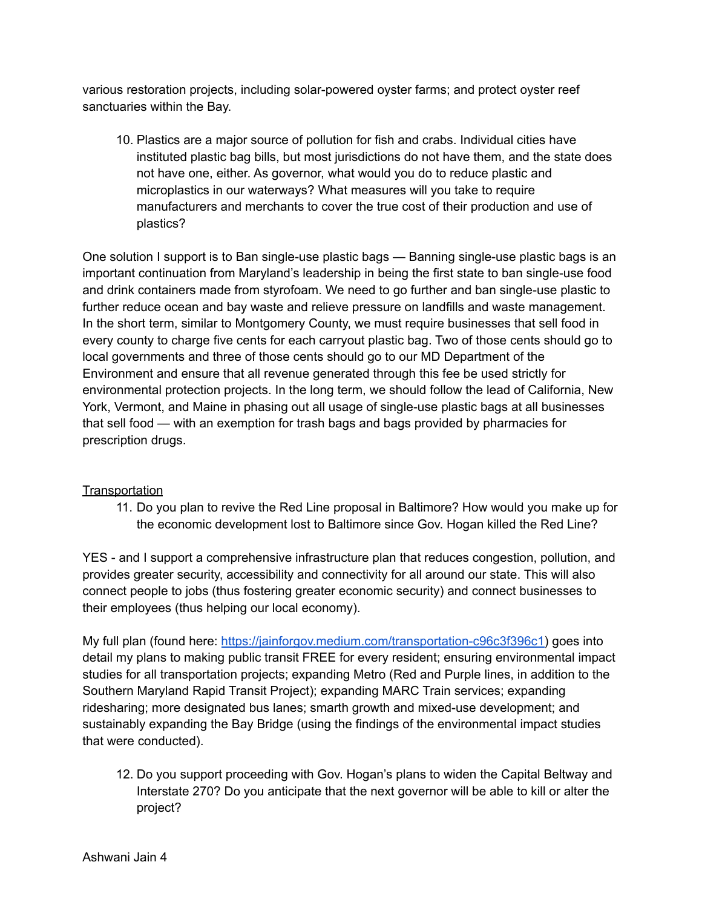various restoration projects, including solar-powered oyster farms; and protect oyster reef sanctuaries within the Bay.

10. Plastics are a major source of pollution for fish and crabs. Individual cities have instituted plastic bag bills, but most jurisdictions do not have them, and the state does not have one, either. As governor, what would you do to reduce plastic and microplastics in our waterways? What measures will you take to require manufacturers and merchants to cover the true cost of their production and use of plastics?

One solution I support is to Ban single-use plastic bags — Banning single-use plastic bags is an important continuation from Maryland's leadership in being the first state to ban single-use food and drink containers made from styrofoam. We need to go further and ban single-use plastic to further reduce ocean and bay waste and relieve pressure on landfills and waste management. In the short term, similar to Montgomery County, we must require businesses that sell food in every county to charge five cents for each carryout plastic bag. Two of those cents should go to local governments and three of those cents should go to our MD Department of the Environment and ensure that all revenue generated through this fee be used strictly for environmental protection projects. In the long term, we should follow the lead of California, New York, Vermont, and Maine in phasing out all usage of single-use plastic bags at all businesses that sell food — with an exemption for trash bags and bags provided by pharmacies for prescription drugs.

## Transportation

11. Do you plan to revive the Red Line proposal in Baltimore? How would you make up for the economic development lost to Baltimore since Gov. Hogan killed the Red Line?

YES - and I support a comprehensive infrastructure plan that reduces congestion, pollution, and provides greater security, accessibility and connectivity for all around our state. This will also connect people to jobs (thus fostering greater economic security) and connect businesses to their employees (thus helping our local economy).

My full plan (found here: [https://jainforgov.medium.com/transportation-c96c3f396c1](https://jainforgov.medium.com/transportation-c96c3f396c1)) goes into detail my plans to making public transit FREE for every resident; ensuring environmental impact studies for all transportation projects; expanding Metro (Red and Purple lines, in addition to the Southern Maryland Rapid Transit Project); expanding MARC Train services; expanding ridesharing; more designated bus lanes; smarth growth and mixed-use development; and sustainably expanding the Bay Bridge (using the findings of the environmental impact studies that were conducted).

12. Do you support proceeding with Gov. Hogan's plans to widen the Capital Beltway and Interstate 270? Do you anticipate that the next governor will be able to kill or alter the project?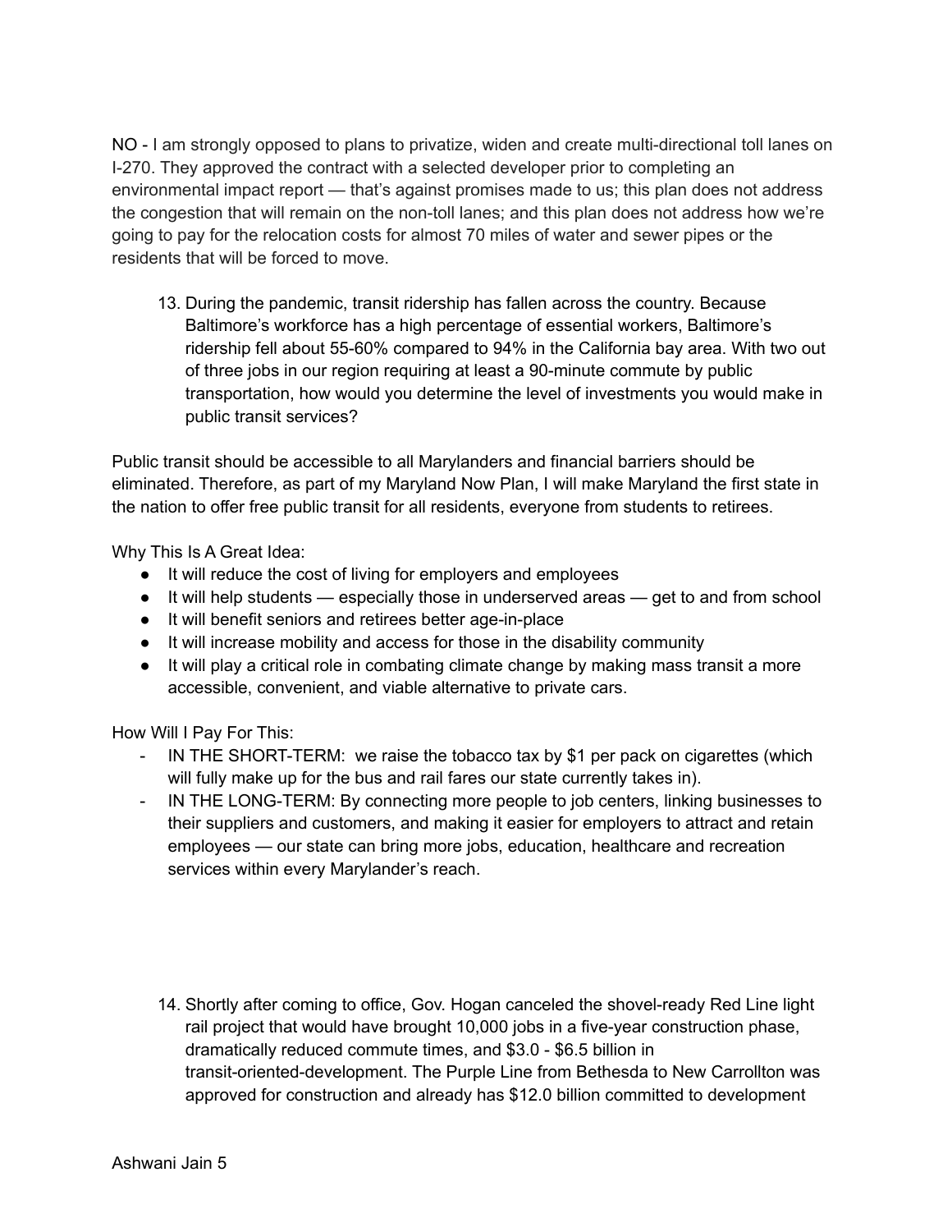NO - I am strongly opposed to plans to privatize, widen and create multi-directional toll lanes on I-270. They approved the contract with a selected developer prior to completing an environmental impact report — that's against promises made to us; this plan does not address the congestion that will remain on the non-toll lanes; and this plan does not address how we're going to pay for the relocation costs for almost 70 miles of water and sewer pipes or the residents that will be forced to move.

13. During the pandemic, transit ridership has fallen across the country. Because Baltimore's workforce has a high percentage of essential workers, Baltimore's ridership fell about 55-60% compared to 94% in the California bay area. With two out of three jobs in our region requiring at least a 90-minute commute by public transportation, how would you determine the level of investments you would make in public transit services?

Public transit should be accessible to all Marylanders and financial barriers should be eliminated. Therefore, as part of my Maryland Now Plan, I will make Maryland the first state in the nation to offer free public transit for all residents, everyone from students to retirees.

Why This Is A Great Idea:

- It will reduce the cost of living for employers and employees
- It will help students — especially those in underserved areas — get to and from school
- It will benefit seniors and retirees better age-in-place
- It will increase mobility and access for those in the disability community
- It will play a critical role in combating climate change by making mass transit a more accessible, convenient, and viable alternative to private cars.

How Will I Pay For This:

- IN THE SHORT-TERM: we raise the tobacco tax by $1 per pack on cigarettes (which will fully make up for the bus and rail fares our state currently takes in).
- IN THE LONG-TERM: By connecting more people to job centers, linking businesses to their suppliers and customers, and making it easier for employers to attract and retain employees — our state can bring more jobs, education, healthcare and recreation services within every Marylander's reach.

14. Shortly after coming to office, Gov. Hogan canceled the shovel-ready Red Line light rail project that would have brought 10,000 jobs in a five-year construction phase, dramatically reduced commute times, and $3.0 - $6.5 billion in transit-oriented-development. The Purple Line from Bethesda to New Carrollton was approved for construction and already has $12.0 billion committed to development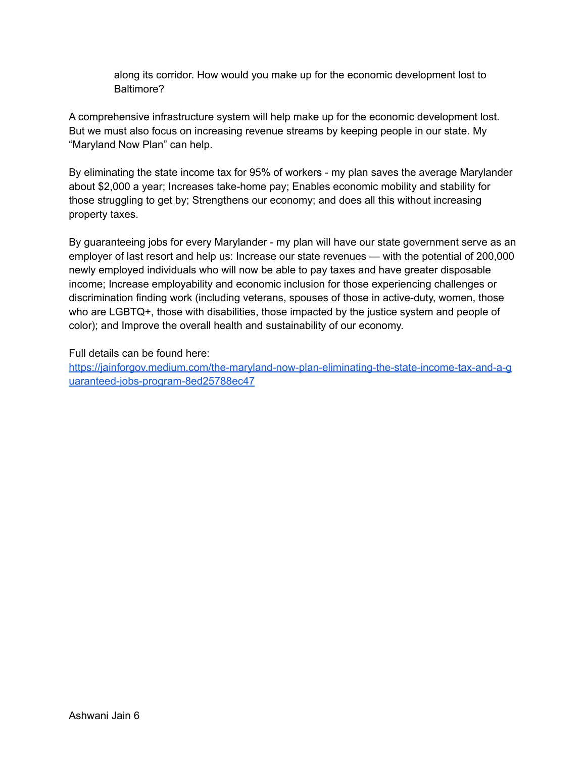along its corridor. How would you make up for the economic development lost to Baltimore?

A comprehensive infrastructure system will help make up for the economic development lost. But we must also focus on increasing revenue streams by keeping people in our state. My "Maryland Now Plan" can help.

By eliminating the state income tax for 95% of workers - my plan saves the average Marylander about $2,000 a year; Increases take-home pay; Enables economic mobility and stability for those struggling to get by; Strengthens our economy; and does all this without increasing property taxes.

By guaranteeing jobs for every Marylander - my plan will have our state government serve as an employer of last resort and help us: Increase our state revenues — with the potential of 200,000 newly employed individuals who will now be able to pay taxes and have greater disposable income; Increase employability and economic inclusion for those experiencing challenges or discrimination finding work (including veterans, spouses of those in active-duty, women, those who are LGBTQ+, those with disabilities, those impacted by the justice system and people of color); and Improve the overall health and sustainability of our economy.

Full details can be found here:
[https://jainforgov.medium.com/the-maryland-now-plan-eliminating-the-state-income-tax-and-a-guaranteed-jobs-program-8ed25788ec47](https://jainforgov.medium.com/the-maryland-now-plan-eliminating-the-state-income-tax-and-a-guaranteed-jobs-program-8ed25788ec47)